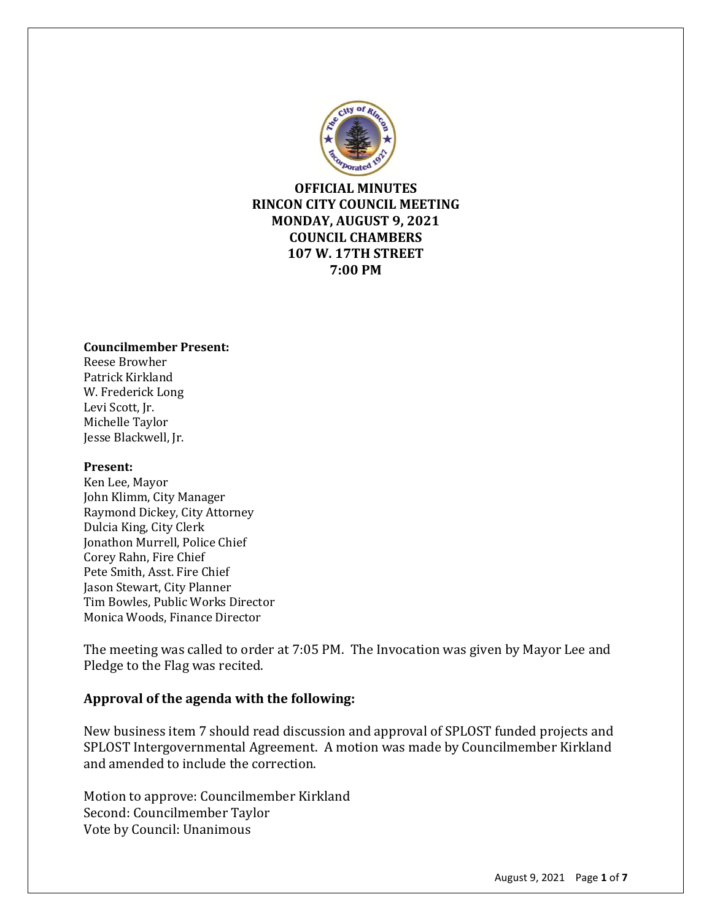**OFFICIAL MINUTES**
**RINCON CITY COUNCIL MEETING**
**MONDAY, AUGUST 9, 2021**
**COUNCIL CHAMBERS**
**107 W. 17TH STREET**
**7:00 PM**

**Councilmember Present:**
Reese Browher
Patrick Kirkland
W. Frederick Long
Levi Scott, Jr.
Michelle Taylor
Jesse Blackwell, Jr.

**Present:**
Ken Lee, Mayor
John Klimm, City Manager
Raymond Dickey, City Attorney
Dulcia King, City Clerk
Jonathon Murrell, Police Chief
Corey Rahn, Fire Chief
Pete Smith, Asst. Fire Chief
Jason Stewart, City Planner
Tim Bowles, Public Works Director
Monica Woods, Finance Director

The meeting was called to order at 7:05 PM. The Invocation was given by Mayor Lee and Pledge to the Flag was recited.

## Approval of the agenda with the following:

New business item 7 should read discussion and approval of SPLOST funded projects and SPLOST Intergovernmental Agreement. A motion was made by Councilmember Kirkland and amended to include the correction.

Motion to approve: Councilmember Kirkland
Second: Councilmember Taylor
Vote by Council: Unanimous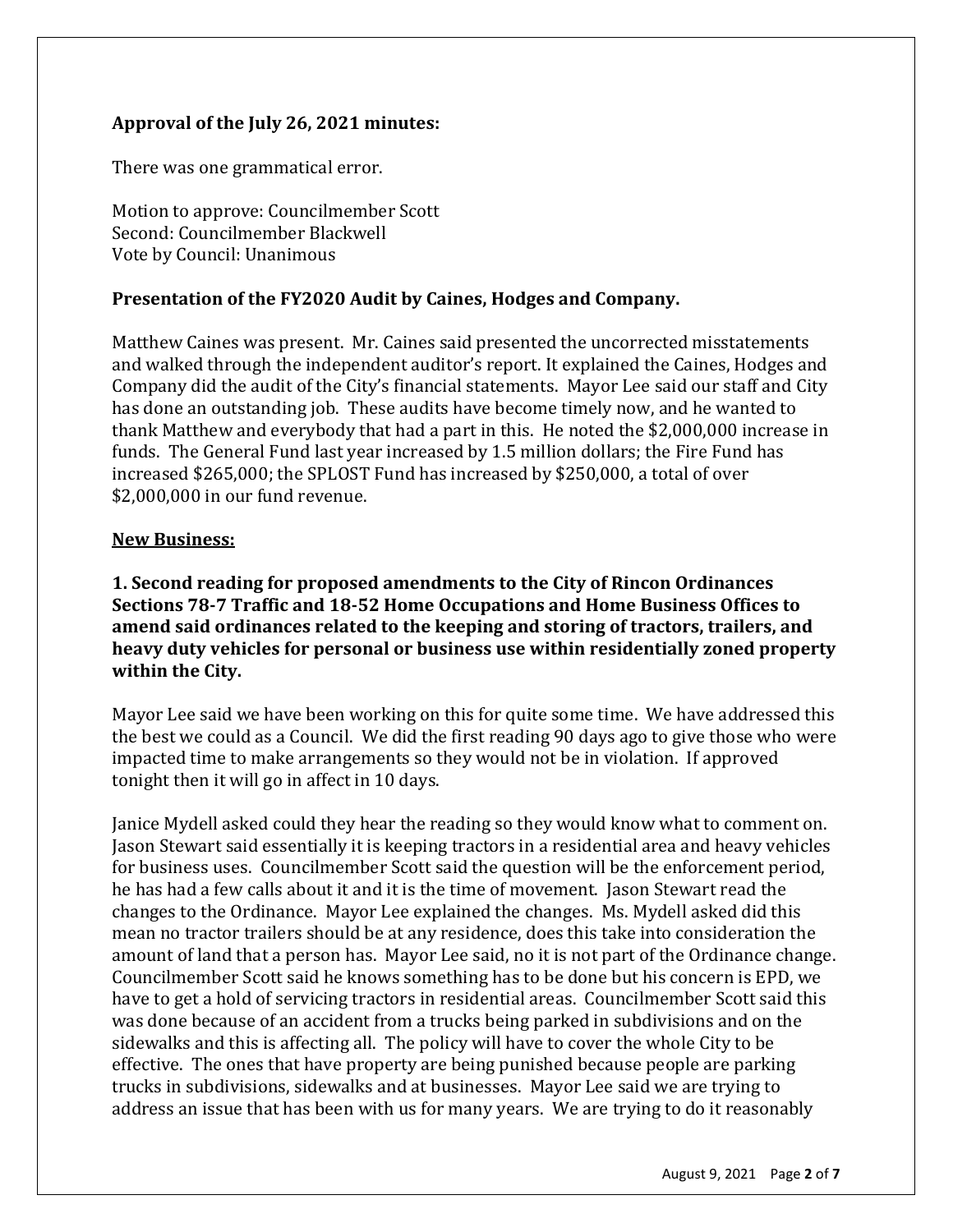**Approval of the July 26, 2021 minutes:**

There was one grammatical error.

Motion to approve: Councilmember Scott
Second: Councilmember Blackwell
Vote by Council: Unanimous

**Presentation of the FY2020 Audit by Caines, Hodges and Company.**

Matthew Caines was present. Mr. Caines said presented the uncorrected misstatements and walked through the independent auditor's report. It explained the Caines, Hodges and Company did the audit of the City's financial statements. Mayor Lee said our staff and City has done an outstanding job. These audits have become timely now, and he wanted to thank Matthew and everybody that had a part in this. He noted the $2,000,000 increase in funds. The General Fund last year increased by 1.5 million dollars; the Fire Fund has increased $265,000; the SPLOST Fund has increased by $250,000, a total of over $2,000,000 in our fund revenue.

**New Business:**

**1. Second reading for proposed amendments to the City of Rincon Ordinances Sections 78-7 Traffic and 18-52 Home Occupations and Home Business Offices to amend said ordinances related to the keeping and storing of tractors, trailers, and heavy duty vehicles for personal or business use within residentially zoned property within the City.**

Mayor Lee said we have been working on this for quite some time. We have addressed this the best we could as a Council. We did the first reading 90 days ago to give those who were impacted time to make arrangements so they would not be in violation. If approved tonight then it will go in affect in 10 days.

Janice Mydell asked could they hear the reading so they would know what to comment on. Jason Stewart said essentially it is keeping tractors in a residential area and heavy vehicles for business uses. Councilmember Scott said the question will be the enforcement period, he has had a few calls about it and it is the time of movement. Jason Stewart read the changes to the Ordinance. Mayor Lee explained the changes. Ms. Mydell asked did this mean no tractor trailers should be at any residence, does this take into consideration the amount of land that a person has. Mayor Lee said, no it is not part of the Ordinance change. Councilmember Scott said he knows something has to be done but his concern is EPD, we have to get a hold of servicing tractors in residential areas. Councilmember Scott said this was done because of an accident from a trucks being parked in subdivisions and on the sidewalks and this is affecting all. The policy will have to cover the whole City to be effective. The ones that have property are being punished because people are parking trucks in subdivisions, sidewalks and at businesses. Mayor Lee said we are trying to address an issue that has been with us for many years. We are trying to do it reasonably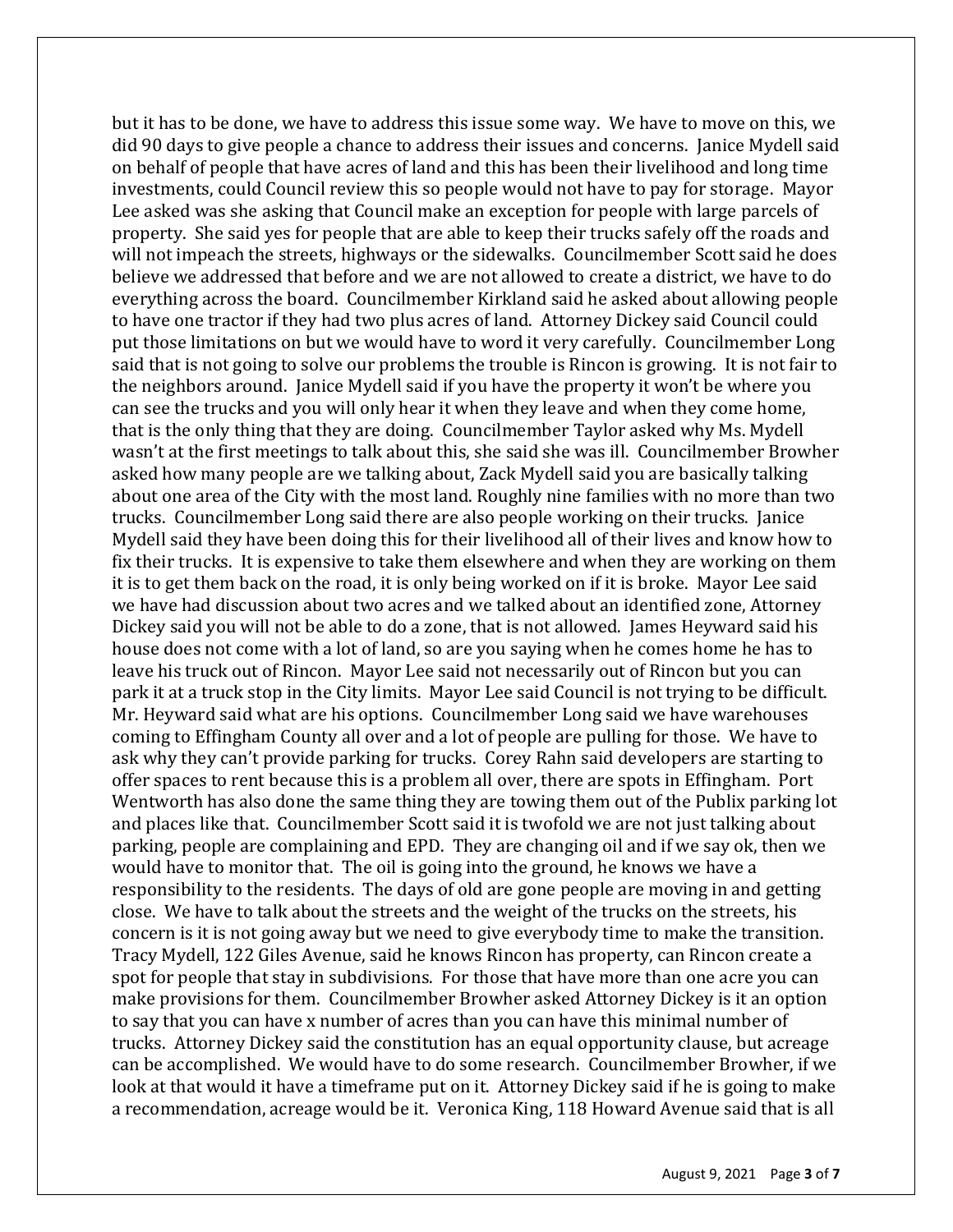but it has to be done, we have to address this issue some way. We have to move on this, we did 90 days to give people a chance to address their issues and concerns. Janice Mydell said on behalf of people that have acres of land and this has been their livelihood and long time investments, could Council review this so people would not have to pay for storage. Mayor Lee asked was she asking that Council make an exception for people with large parcels of property. She said yes for people that are able to keep their trucks safely off the roads and will not impeach the streets, highways or the sidewalks. Councilmember Scott said he does believe we addressed that before and we are not allowed to create a district, we have to do everything across the board. Councilmember Kirkland said he asked about allowing people to have one tractor if they had two plus acres of land. Attorney Dickey said Council could put those limitations on but we would have to word it very carefully. Councilmember Long said that is not going to solve our problems the trouble is Rincon is growing. It is not fair to the neighbors around. Janice Mydell said if you have the property it won't be where you can see the trucks and you will only hear it when they leave and when they come home, that is the only thing that they are doing. Councilmember Taylor asked why Ms. Mydell wasn't at the first meetings to talk about this, she said she was ill. Councilmember Browher asked how many people are we talking about, Zack Mydell said you are basically talking about one area of the City with the most land. Roughly nine families with no more than two trucks. Councilmember Long said there are also people working on their trucks. Janice Mydell said they have been doing this for their livelihood all of their lives and know how to fix their trucks. It is expensive to take them elsewhere and when they are working on them it is to get them back on the road, it is only being worked on if it is broke. Mayor Lee said we have had discussion about two acres and we talked about an identified zone, Attorney Dickey said you will not be able to do a zone, that is not allowed. James Heyward said his house does not come with a lot of land, so are you saying when he comes home he has to leave his truck out of Rincon. Mayor Lee said not necessarily out of Rincon but you can park it at a truck stop in the City limits. Mayor Lee said Council is not trying to be difficult. Mr. Heyward said what are his options. Councilmember Long said we have warehouses coming to Effingham County all over and a lot of people are pulling for those. We have to ask why they can't provide parking for trucks. Corey Rahn said developers are starting to offer spaces to rent because this is a problem all over, there are spots in Effingham. Port Wentworth has also done the same thing they are towing them out of the Publix parking lot and places like that. Councilmember Scott said it is twofold we are not just talking about parking, people are complaining and EPD. They are changing oil and if we say ok, then we would have to monitor that. The oil is going into the ground, he knows we have a responsibility to the residents. The days of old are gone people are moving in and getting close. We have to talk about the streets and the weight of the trucks on the streets, his concern is it is not going away but we need to give everybody time to make the transition. Tracy Mydell, 122 Giles Avenue, said he knows Rincon has property, can Rincon create a spot for people that stay in subdivisions. For those that have more than one acre you can make provisions for them. Councilmember Browher asked Attorney Dickey is it an option to say that you can have x number of acres than you can have this minimal number of trucks. Attorney Dickey said the constitution has an equal opportunity clause, but acreage can be accomplished. We would have to do some research. Councilmember Browher, if we look at that would it have a timeframe put on it. Attorney Dickey said if he is going to make a recommendation, acreage would be it. Veronica King, 118 Howard Avenue said that is all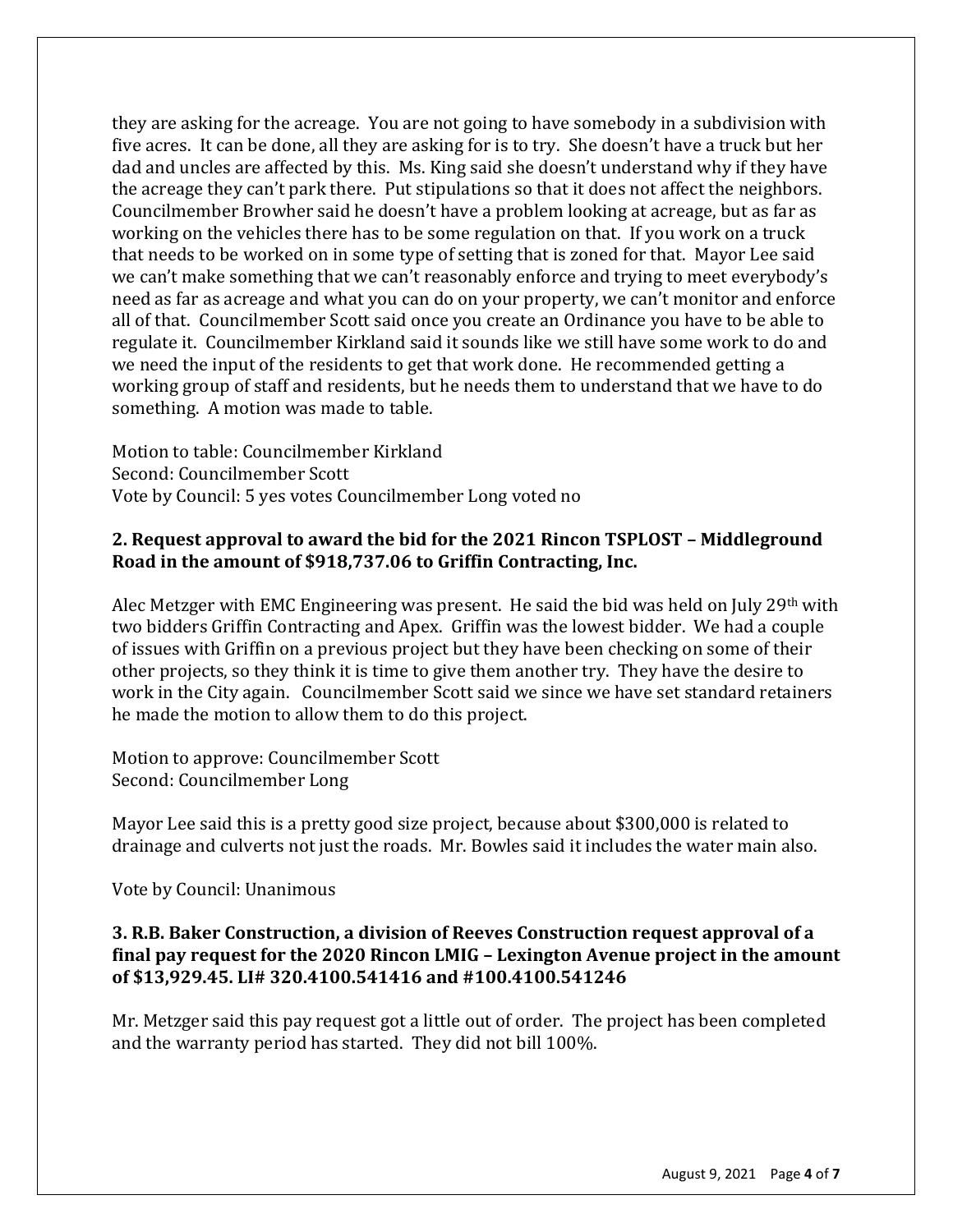they are asking for the acreage. You are not going to have somebody in a subdivision with five acres. It can be done, all they are asking for is to try. She doesn't have a truck but her dad and uncles are affected by this. Ms. King said she doesn't understand why if they have the acreage they can't park there. Put stipulations so that it does not affect the neighbors. Councilmember Browher said he doesn't have a problem looking at acreage, but as far as working on the vehicles there has to be some regulation on that. If you work on a truck that needs to be worked on in some type of setting that is zoned for that. Mayor Lee said we can't make something that we can't reasonably enforce and trying to meet everybody's need as far as acreage and what you can do on your property, we can't monitor and enforce all of that. Councilmember Scott said once you create an Ordinance you have to be able to regulate it. Councilmember Kirkland said it sounds like we still have some work to do and we need the input of the residents to get that work done. He recommended getting a working group of staff and residents, but he needs them to understand that we have to do something. A motion was made to table.

Motion to table: Councilmember Kirkland
Second: Councilmember Scott
Vote by Council: 5 yes votes Councilmember Long voted no

**2. Request approval to award the bid for the 2021 Rincon TSPLOST – Middleground Road in the amount of $918,737.06 to Griffin Contracting, Inc.**

Alec Metzger with EMC Engineering was present. He said the bid was held on July 29th with two bidders Griffin Contracting and Apex. Griffin was the lowest bidder. We had a couple of issues with Griffin on a previous project but they have been checking on some of their other projects, so they think it is time to give them another try. They have the desire to work in the City again. Councilmember Scott said we since we have set standard retainers he made the motion to allow them to do this project.

Motion to approve: Councilmember Scott
Second: Councilmember Long

Mayor Lee said this is a pretty good size project, because about $300,000 is related to drainage and culverts not just the roads. Mr. Bowles said it includes the water main also.

Vote by Council: Unanimous

**3. R.B. Baker Construction, a division of Reeves Construction request approval of a final pay request for the 2020 Rincon LMIG – Lexington Avenue project in the amount of $13,929.45. LI# 320.4100.541416 and #100.4100.541246**

Mr. Metzger said this pay request got a little out of order. The project has been completed and the warranty period has started. They did not bill 100%.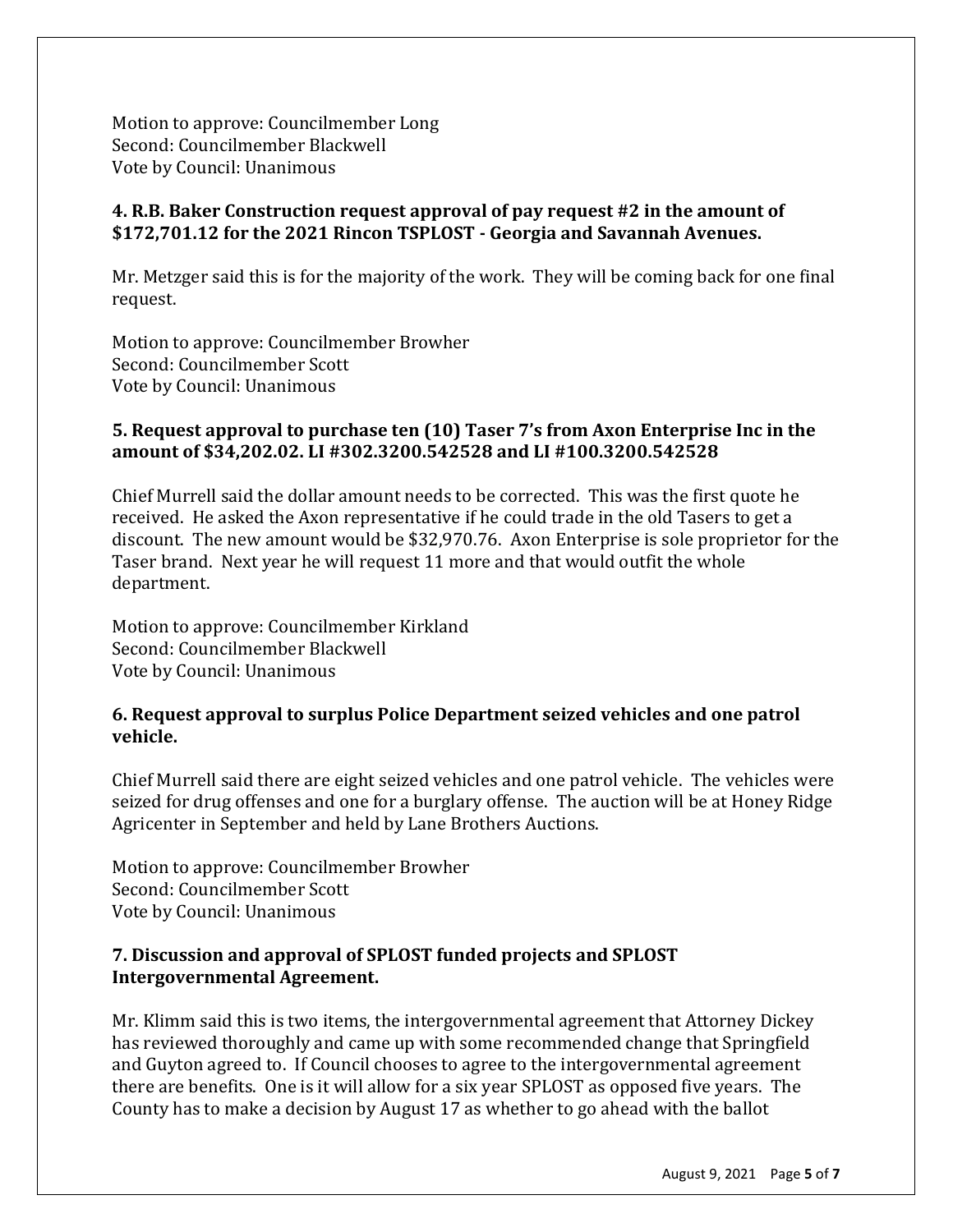Motion to approve: Councilmember Long
Second: Councilmember Blackwell
Vote by Council: Unanimous

**4. R.B. Baker Construction request approval of pay request #2 in the amount of $172,701.12 for the 2021 Rincon TSPLOST - Georgia and Savannah Avenues.**

Mr. Metzger said this is for the majority of the work. They will be coming back for one final request.

Motion to approve: Councilmember Browher
Second: Councilmember Scott
Vote by Council: Unanimous

**5. Request approval to purchase ten (10) Taser 7's from Axon Enterprise Inc in the amount of $34,202.02. LI #302.3200.542528 and LI #100.3200.542528**

Chief Murrell said the dollar amount needs to be corrected. This was the first quote he received. He asked the Axon representative if he could trade in the old Tasers to get a discount. The new amount would be $32,970.76. Axon Enterprise is sole proprietor for the Taser brand. Next year he will request 11 more and that would outfit the whole department.

Motion to approve: Councilmember Kirkland
Second: Councilmember Blackwell
Vote by Council: Unanimous

**6. Request approval to surplus Police Department seized vehicles and one patrol vehicle.**

Chief Murrell said there are eight seized vehicles and one patrol vehicle. The vehicles were seized for drug offenses and one for a burglary offense. The auction will be at Honey Ridge Agricenter in September and held by Lane Brothers Auctions.

Motion to approve: Councilmember Browher
Second: Councilmember Scott
Vote by Council: Unanimous

**7. Discussion and approval of SPLOST funded projects and SPLOST Intergovernmental Agreement.**

Mr. Klimm said this is two items, the intergovernmental agreement that Attorney Dickey has reviewed thoroughly and came up with some recommended change that Springfield and Guyton agreed to. If Council chooses to agree to the intergovernmental agreement there are benefits. One is it will allow for a six year SPLOST as opposed five years. The County has to make a decision by August 17 as whether to go ahead with the ballot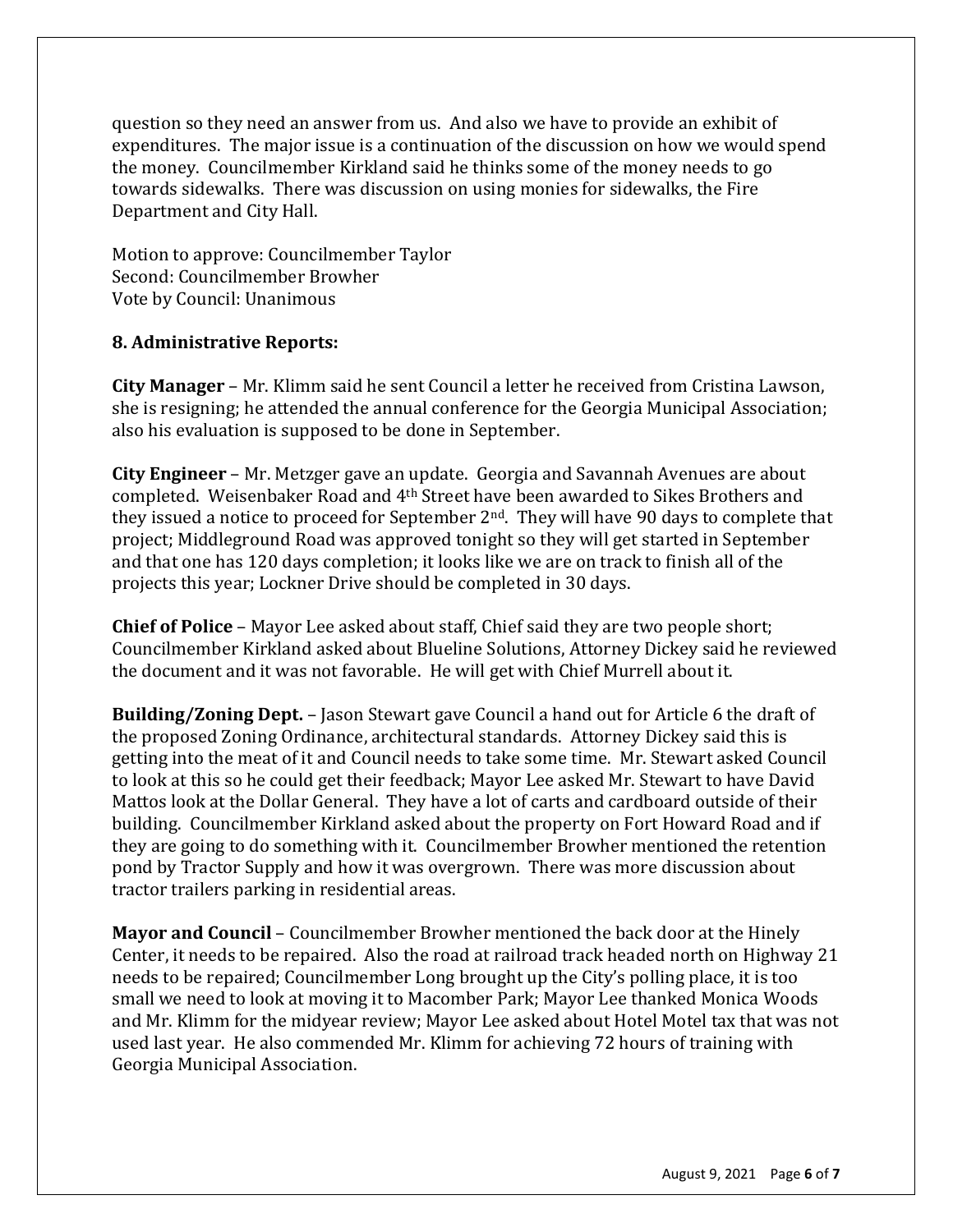question so they need an answer from us. And also we have to provide an exhibit of expenditures. The major issue is a continuation of the discussion on how we would spend the money. Councilmember Kirkland said he thinks some of the money needs to go towards sidewalks. There was discussion on using monies for sidewalks, the Fire Department and City Hall.

Motion to approve: Councilmember Taylor
Second: Councilmember Browher
Vote by Council: Unanimous

**8. Administrative Reports:**

**City Manager** – Mr. Klimm said he sent Council a letter he received from Cristina Lawson, she is resigning; he attended the annual conference for the Georgia Municipal Association; also his evaluation is supposed to be done in September.

**City Engineer** – Mr. Metzger gave an update. Georgia and Savannah Avenues are about completed. Weisenbaker Road and 4th Street have been awarded to Sikes Brothers and they issued a notice to proceed for September 2nd. They will have 90 days to complete that project; Middleground Road was approved tonight so they will get started in September and that one has 120 days completion; it looks like we are on track to finish all of the projects this year; Lockner Drive should be completed in 30 days.

**Chief of Police** – Mayor Lee asked about staff, Chief said they are two people short; Councilmember Kirkland asked about Blueline Solutions, Attorney Dickey said he reviewed the document and it was not favorable. He will get with Chief Murrell about it.

**Building/Zoning Dept.** – Jason Stewart gave Council a hand out for Article 6 the draft of the proposed Zoning Ordinance, architectural standards. Attorney Dickey said this is getting into the meat of it and Council needs to take some time. Mr. Stewart asked Council to look at this so he could get their feedback; Mayor Lee asked Mr. Stewart to have David Mattos look at the Dollar General. They have a lot of carts and cardboard outside of their building. Councilmember Kirkland asked about the property on Fort Howard Road and if they are going to do something with it. Councilmember Browher mentioned the retention pond by Tractor Supply and how it was overgrown. There was more discussion about tractor trailers parking in residential areas.

**Mayor and Council** – Councilmember Browher mentioned the back door at the Hinely Center, it needs to be repaired. Also the road at railroad track headed north on Highway 21 needs to be repaired; Councilmember Long brought up the City's polling place, it is too small we need to look at moving it to Macomber Park; Mayor Lee thanked Monica Woods and Mr. Klimm for the midyear review; Mayor Lee asked about Hotel Motel tax that was not used last year. He also commended Mr. Klimm for achieving 72 hours of training with Georgia Municipal Association.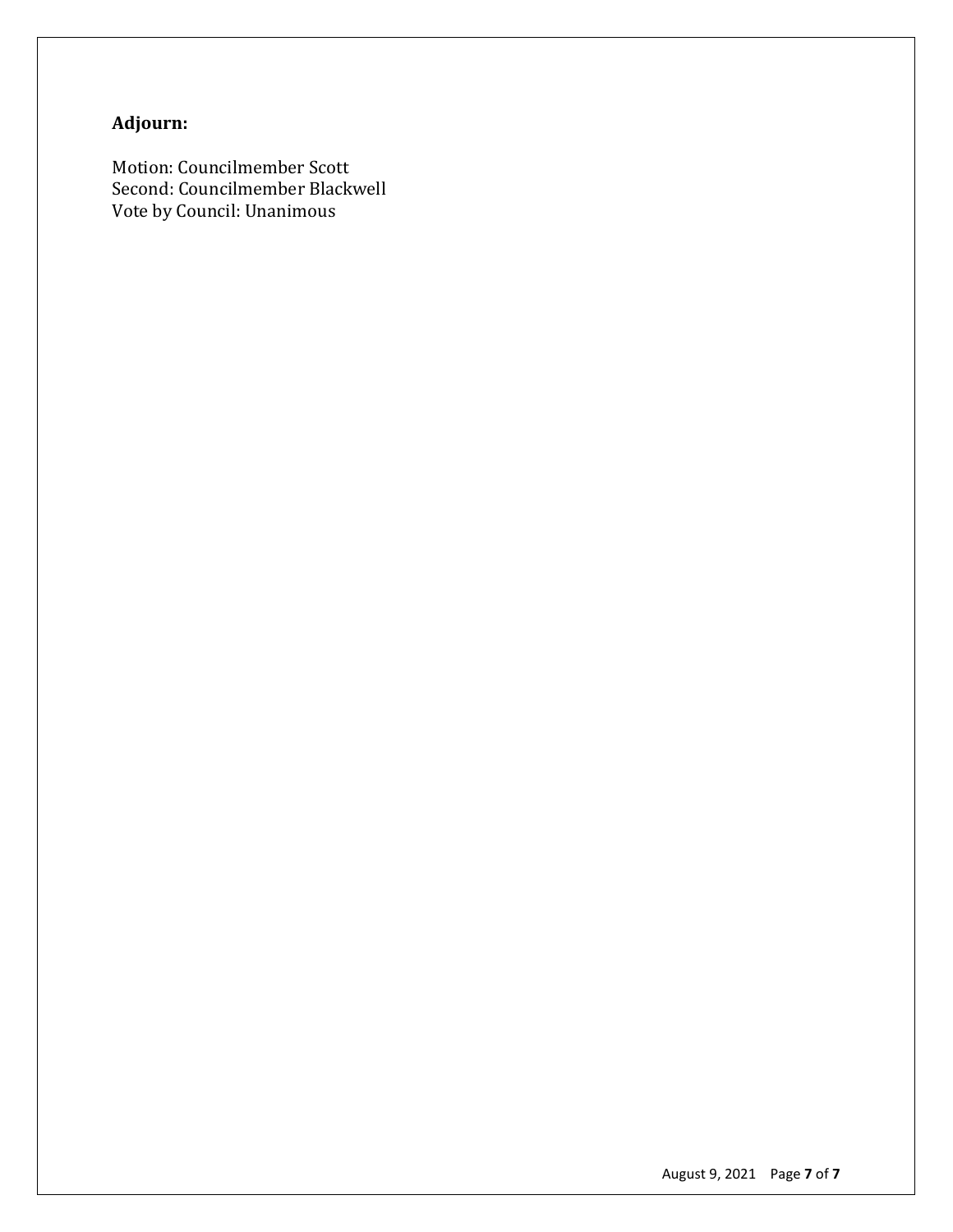**Adjourn:**

Motion: Councilmember Scott
Second: Councilmember Blackwell
Vote by Council: Unanimous